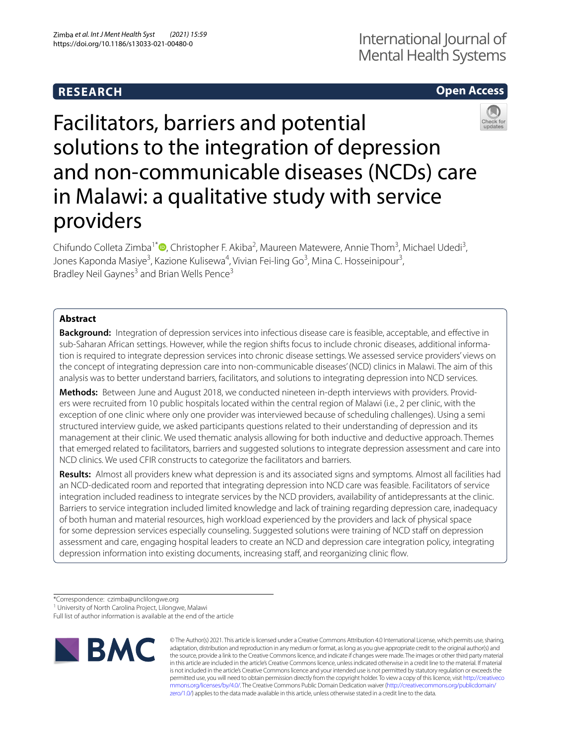RESEARCH

Open Access

# Facilitators, barriers and potential solutions to the integration of depression and non-communicable diseases (NCDs) care in Malawi: a qualitative study with service providers

Chifundo Colleta Zimba[1*], Christopher F. Akiba[2], Maureen Matewere, Annie Thom[3], Michael Udedi[3], Jones Kaponda Masiye[3], Kazione Kulisewa[4], Vivian Fei-ling Go[3], Mina C. Hosseinipour[3], Bradley Neil Gaynes[3] and Brian Wells Pence[3]

## Abstract

**Background:** Integration of depression services into infectious disease care is feasible, acceptable, and effective in sub-Saharan African settings. However, while the region shifts focus to include chronic diseases, additional information is required to integrate depression services into chronic disease settings. We assessed service providers' views on the concept of integrating depression care into non-communicable diseases' (NCD) clinics in Malawi. The aim of this analysis was to better understand barriers, facilitators, and solutions to integrating depression into NCD services.

**Methods:** Between June and August 2018, we conducted nineteen in-depth interviews with providers. Providers were recruited from 10 public hospitals located within the central region of Malawi (i.e., 2 per clinic, with the exception of one clinic where only one provider was interviewed because of scheduling challenges). Using a semi structured interview guide, we asked participants questions related to their understanding of depression and its management at their clinic. We used thematic analysis allowing for both inductive and deductive approach. Themes that emerged related to facilitators, barriers and suggested solutions to integrate depression assessment and care into NCD clinics. We used CFIR constructs to categorize the facilitators and barriers.

**Results:** Almost all providers knew what depression is and its associated signs and symptoms. Almost all facilities had an NCD-dedicated room and reported that integrating depression into NCD care was feasible. Facilitators of service integration included readiness to integrate services by the NCD providers, availability of antidepressants at the clinic. Barriers to service integration included limited knowledge and lack of training regarding depression care, inadequacy of both human and material resources, high workload experienced by the providers and lack of physical space for some depression services especially counseling. Suggested solutions were training of NCD staff on depression assessment and care, engaging hospital leaders to create an NCD and depression care integration policy, integrating depression information into existing documents, increasing staff, and reorganizing clinic flow.

*Correspondence: czimba@unclilongwe.org

[1] University of North Carolina Project, Lilongwe, Malawi

Full list of author information is available at the end of the article

© The Author(s) 2021. This article is licensed under a Creative Commons Attribution 4.0 International License, which permits use, sharing, adaptation, distribution and reproduction in any medium or format, as long as you give appropriate credit to the original author(s) and the source, provide a link to the Creative Commons licence, and indicate if changes were made. The images or other third party material in this article are included in the article's Creative Commons licence, unless indicated otherwise in a credit line to the material. If material is not included in the article's Creative Commons licence and your intended use is not permitted by statutory regulation or exceeds the permitted use, you will need to obtain permission directly from the copyright holder. To view a copy of this licence, visit http://creativecommons.org/licenses/by/4.0/. The Creative Commons Public Domain Dedication waiver (http://creativecommons.org/publicdomain/zero/1.0/) applies to the data made available in this article, unless otherwise stated in a credit line to the data.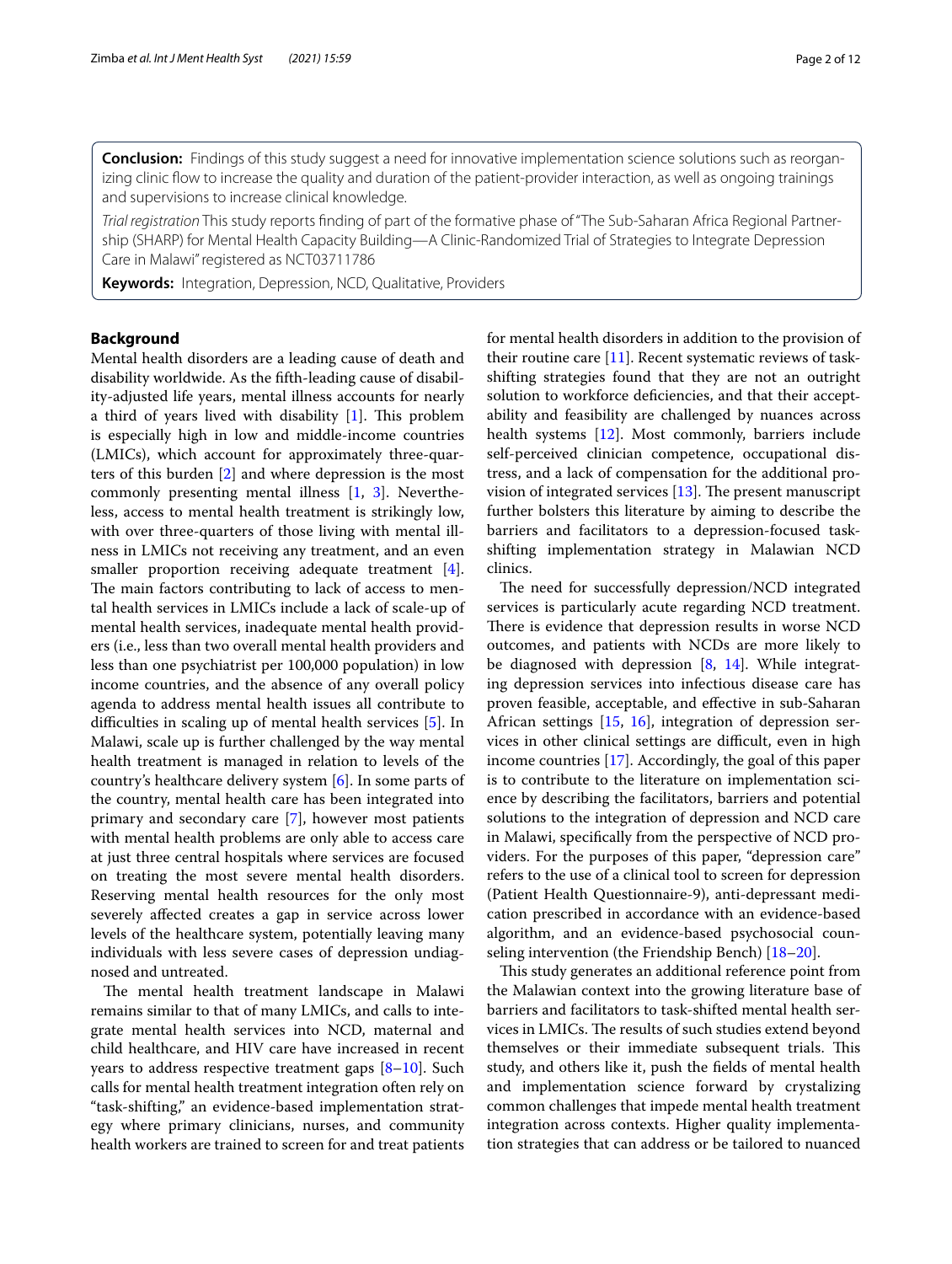**Conclusion:** Findings of this study suggest a need for innovative implementation science solutions such as reorganizing clinic flow to increase the quality and duration of the patient-provider interaction, as well as ongoing trainings and supervisions to increase clinical knowledge.

*Trial registration* This study reports finding of part of the formative phase of "The Sub-Saharan Africa Regional Partnership (SHARP) for Mental Health Capacity Building—A Clinic-Randomized Trial of Strategies to Integrate Depression Care in Malawi" registered as NCT03711786

**Keywords:** Integration, Depression, NCD, Qualitative, Providers

## Background

Mental health disorders are a leading cause of death and disability worldwide. As the fifth-leading cause of disability-adjusted life years, mental illness accounts for nearly a third of years lived with disability [1]. This problem is especially high in low and middle-income countries (LMICs), which account for approximately three-quarters of this burden [2] and where depression is the most commonly presenting mental illness [1, 3]. Nevertheless, access to mental health treatment is strikingly low, with over three-quarters of those living with mental illness in LMICs not receiving any treatment, and an even smaller proportion receiving adequate treatment [4]. The main factors contributing to lack of access to mental health services in LMICs include a lack of scale-up of mental health services, inadequate mental health providers (i.e., less than two overall mental health providers and less than one psychiatrist per 100,000 population) in low income countries, and the absence of any overall policy agenda to address mental health issues all contribute to difficulties in scaling up of mental health services [5]. In Malawi, scale up is further challenged by the way mental health treatment is managed in relation to levels of the country's healthcare delivery system [6]. In some parts of the country, mental health care has been integrated into primary and secondary care [7], however most patients with mental health problems are only able to access care at just three central hospitals where services are focused on treating the most severe mental health disorders. Reserving mental health resources for the only most severely affected creates a gap in service across lower levels of the healthcare system, potentially leaving many individuals with less severe cases of depression undiagnosed and untreated.

The mental health treatment landscape in Malawi remains similar to that of many LMICs, and calls to integrate mental health services into NCD, maternal and child healthcare, and HIV care have increased in recent years to address respective treatment gaps [8–10]. Such calls for mental health treatment integration often rely on "task-shifting," an evidence-based implementation strategy where primary clinicians, nurses, and community health workers are trained to screen for and treat patients for mental health disorders in addition to the provision of their routine care [11]. Recent systematic reviews of task-shifting strategies found that they are not an outright solution to workforce deficiencies, and that their acceptability and feasibility are challenged by nuances across health systems [12]. Most commonly, barriers include self-perceived clinician competence, occupational distress, and a lack of compensation for the additional provision of integrated services [13]. The present manuscript further bolsters this literature by aiming to describe the barriers and facilitators to a depression-focused task-shifting implementation strategy in Malawian NCD clinics.

The need for successfully depression/NCD integrated services is particularly acute regarding NCD treatment. There is evidence that depression results in worse NCD outcomes, and patients with NCDs are more likely to be diagnosed with depression [8, 14]. While integrating depression services into infectious disease care has proven feasible, acceptable, and effective in sub-Saharan African settings [15, 16], integration of depression services in other clinical settings are difficult, even in high income countries [17]. Accordingly, the goal of this paper is to contribute to the literature on implementation science by describing the facilitators, barriers and potential solutions to the integration of depression and NCD care in Malawi, specifically from the perspective of NCD providers. For the purposes of this paper, "depression care" refers to the use of a clinical tool to screen for depression (Patient Health Questionnaire-9), anti-depressant medication prescribed in accordance with an evidence-based algorithm, and an evidence-based psychosocial counseling intervention (the Friendship Bench) [18–20].

This study generates an additional reference point from the Malawian context into the growing literature base of barriers and facilitators to task-shifted mental health services in LMICs. The results of such studies extend beyond themselves or their immediate subsequent trials. This study, and others like it, push the fields of mental health and implementation science forward by crystalizing common challenges that impede mental health treatment integration across contexts. Higher quality implementation strategies that can address or be tailored to nuanced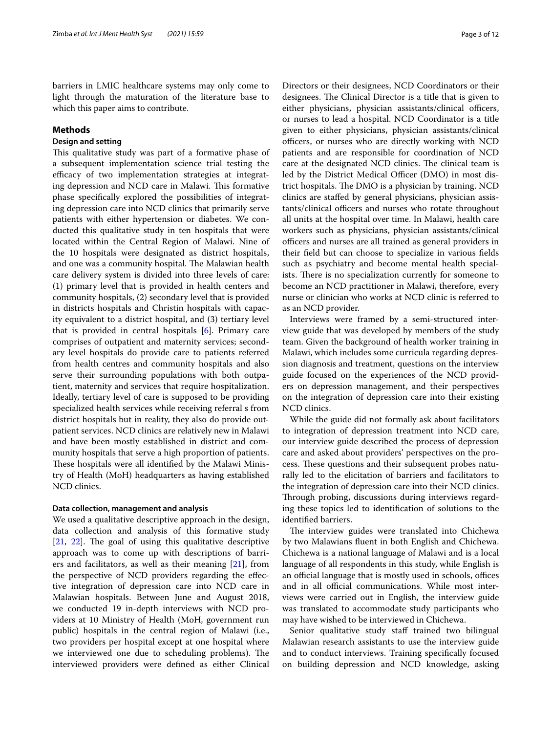barriers in LMIC healthcare systems may only come to light through the maturation of the literature base to which this paper aims to contribute.

## Methods

### Design and setting

This qualitative study was part of a formative phase of a subsequent implementation science trial testing the efficacy of two implementation strategies at integrating depression and NCD care in Malawi. This formative phase specifically explored the possibilities of integrating depression care into NCD clinics that primarily serve patients with either hypertension or diabetes. We conducted this qualitative study in ten hospitals that were located within the Central Region of Malawi. Nine of the 10 hospitals were designated as district hospitals, and one was a community hospital. The Malawian health care delivery system is divided into three levels of care: (1) primary level that is provided in health centers and community hospitals, (2) secondary level that is provided in districts hospitals and Christin hospitals with capacity equivalent to a district hospital, and (3) tertiary level that is provided in central hospitals [6]. Primary care comprises of outpatient and maternity services; secondary level hospitals do provide care to patients referred from health centres and community hospitals and also serve their surrounding populations with both outpatient, maternity and services that require hospitalization. Ideally, tertiary level of care is supposed to be providing specialized health services while receiving referral s from district hospitals but in reality, they also do provide outpatient services. NCD clinics are relatively new in Malawi and have been mostly established in district and community hospitals that serve a high proportion of patients. These hospitals were all identified by the Malawi Ministry of Health (MoH) headquarters as having established NCD clinics.

### Data collection, management and analysis

We used a qualitative descriptive approach in the design, data collection and analysis of this formative study [21, 22]. The goal of using this qualitative descriptive approach was to come up with descriptions of barriers and facilitators, as well as their meaning [21], from the perspective of NCD providers regarding the effective integration of depression care into NCD care in Malawian hospitals. Between June and August 2018, we conducted 19 in-depth interviews with NCD providers at 10 Ministry of Health (MoH, government run public) hospitals in the central region of Malawi (i.e., two providers per hospital except at one hospital where we interviewed one due to scheduling problems). The interviewed providers were defined as either Clinical Directors or their designees, NCD Coordinators or their designees. The Clinical Director is a title that is given to either physicians, physician assistants/clinical officers, or nurses to lead a hospital. NCD Coordinator is a title given to either physicians, physician assistants/clinical officers, or nurses who are directly working with NCD patients and are responsible for coordination of NCD care at the designated NCD clinics. The clinical team is led by the District Medical Officer (DMO) in most district hospitals. The DMO is a physician by training. NCD clinics are staffed by general physicians, physician assistants/clinical officers and nurses who rotate throughout all units at the hospital over time. In Malawi, health care workers such as physicians, physician assistants/clinical officers and nurses are all trained as general providers in their field but can choose to specialize in various fields such as psychiatry and become mental health specialists. There is no specialization currently for someone to become an NCD practitioner in Malawi, therefore, every nurse or clinician who works at NCD clinic is referred to as an NCD provider.

Interviews were framed by a semi-structured interview guide that was developed by members of the study team. Given the background of health worker training in Malawi, which includes some curricula regarding depression diagnosis and treatment, questions on the interview guide focused on the experiences of the NCD providers on depression management, and their perspectives on the integration of depression care into their existing NCD clinics.

While the guide did not formally ask about facilitators to integration of depression treatment into NCD care, our interview guide described the process of depression care and asked about providers' perspectives on the process. These questions and their subsequent probes naturally led to the elicitation of barriers and facilitators to the integration of depression care into their NCD clinics. Through probing, discussions during interviews regarding these topics led to identification of solutions to the identified barriers.

The interview guides were translated into Chichewa by two Malawians fluent in both English and Chichewa. Chichewa is a national language of Malawi and is a local language of all respondents in this study, while English is an official language that is mostly used in schools, offices and in all official communications. While most interviews were carried out in English, the interview guide was translated to accommodate study participants who may have wished to be interviewed in Chichewa.

Senior qualitative study staff trained two bilingual Malawian research assistants to use the interview guide and to conduct interviews. Training specifically focused on building depression and NCD knowledge, asking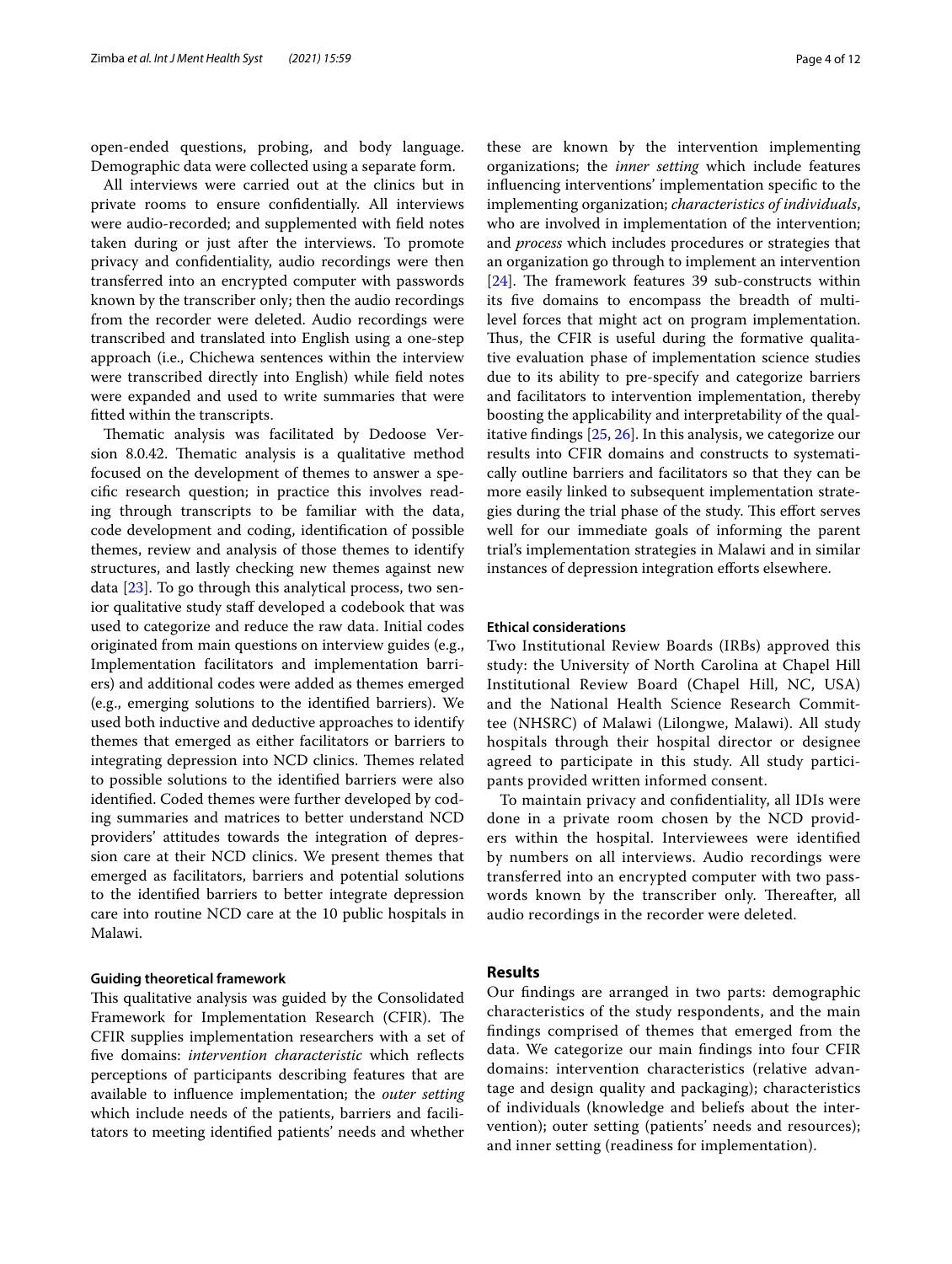open-ended questions, probing, and body language. Demographic data were collected using a separate form.

All interviews were carried out at the clinics but in private rooms to ensure confidentially. All interviews were audio-recorded; and supplemented with field notes taken during or just after the interviews. To promote privacy and confidentiality, audio recordings were then transferred into an encrypted computer with passwords known by the transcriber only; then the audio recordings from the recorder were deleted. Audio recordings were transcribed and translated into English using a one-step approach (i.e., Chichewa sentences within the interview were transcribed directly into English) while field notes were expanded and used to write summaries that were fitted within the transcripts.

Thematic analysis was facilitated by Dedoose Version 8.0.42. Thematic analysis is a qualitative method focused on the development of themes to answer a specific research question; in practice this involves reading through transcripts to be familiar with the data, code development and coding, identification of possible themes, review and analysis of those themes to identify structures, and lastly checking new themes against new data [23]. To go through this analytical process, two senior qualitative study staff developed a codebook that was used to categorize and reduce the raw data. Initial codes originated from main questions on interview guides (e.g., Implementation facilitators and implementation barriers) and additional codes were added as themes emerged (e.g., emerging solutions to the identified barriers). We used both inductive and deductive approaches to identify themes that emerged as either facilitators or barriers to integrating depression into NCD clinics. Themes related to possible solutions to the identified barriers were also identified. Coded themes were further developed by coding summaries and matrices to better understand NCD providers' attitudes towards the integration of depression care at their NCD clinics. We present themes that emerged as facilitators, barriers and potential solutions to the identified barriers to better integrate depression care into routine NCD care at the 10 public hospitals in Malawi.

### Guiding theoretical framework

This qualitative analysis was guided by the Consolidated Framework for Implementation Research (CFIR). The CFIR supplies implementation researchers with a set of five domains: *intervention characteristic* which reflects perceptions of participants describing features that are available to influence implementation; the *outer setting* which include needs of the patients, barriers and facilitators to meeting identified patients' needs and whether these are known by the intervention implementing organizations; the *inner setting* which include features influencing interventions' implementation specific to the implementing organization; *characteristics of individuals*, who are involved in implementation of the intervention; and *process* which includes procedures or strategies that an organization go through to implement an intervention [24]. The framework features 39 sub-constructs within its five domains to encompass the breadth of multi-level forces that might act on program implementation. Thus, the CFIR is useful during the formative qualitative evaluation phase of implementation science studies due to its ability to pre-specify and categorize barriers and facilitators to intervention implementation, thereby boosting the applicability and interpretability of the qualitative findings [25, 26]. In this analysis, we categorize our results into CFIR domains and constructs to systematically outline barriers and facilitators so that they can be more easily linked to subsequent implementation strategies during the trial phase of the study. This effort serves well for our immediate goals of informing the parent trial's implementation strategies in Malawi and in similar instances of depression integration efforts elsewhere.

### Ethical considerations

Two Institutional Review Boards (IRBs) approved this study: the University of North Carolina at Chapel Hill Institutional Review Board (Chapel Hill, NC, USA) and the National Health Science Research Committee (NHSRC) of Malawi (Lilongwe, Malawi). All study hospitals through their hospital director or designee agreed to participate in this study. All study participants provided written informed consent.

To maintain privacy and confidentiality, all IDIs were done in a private room chosen by the NCD providers within the hospital. Interviewees were identified by numbers on all interviews. Audio recordings were transferred into an encrypted computer with two passwords known by the transcriber only. Thereafter, all audio recordings in the recorder were deleted.

## Results

Our findings are arranged in two parts: demographic characteristics of the study respondents, and the main findings comprised of themes that emerged from the data. We categorize our main findings into four CFIR domains: intervention characteristics (relative advantage and design quality and packaging); characteristics of individuals (knowledge and beliefs about the intervention); outer setting (patients' needs and resources); and inner setting (readiness for implementation).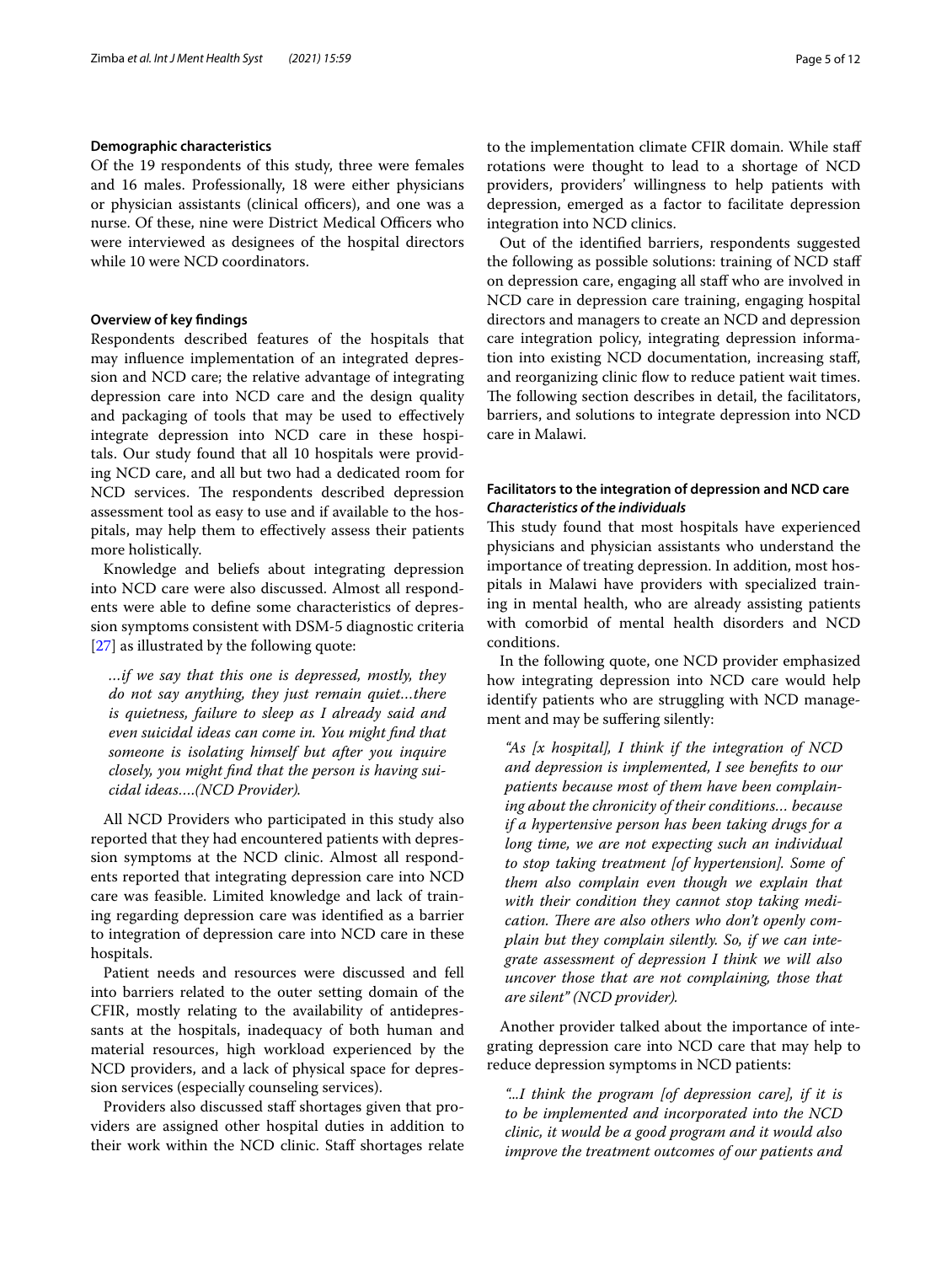### Demographic characteristics

Of the 19 respondents of this study, three were females and 16 males. Professionally, 18 were either physicians or physician assistants (clinical officers), and one was a nurse. Of these, nine were District Medical Officers who were interviewed as designees of the hospital directors while 10 were NCD coordinators.

### Overview of key findings

Respondents described features of the hospitals that may influence implementation of an integrated depression and NCD care; the relative advantage of integrating depression care into NCD care and the design quality and packaging of tools that may be used to effectively integrate depression into NCD care in these hospitals. Our study found that all 10 hospitals were providing NCD care, and all but two had a dedicated room for NCD services. The respondents described depression assessment tool as easy to use and if available to the hospitals, may help them to effectively assess their patients more holistically.

Knowledge and beliefs about integrating depression into NCD care were also discussed. Almost all respondents were able to define some characteristics of depression symptoms consistent with DSM-5 diagnostic criteria [27] as illustrated by the following quote:

> *…if we say that this one is depressed, mostly, they do not say anything, they just remain quiet…there is quietness, failure to sleep as I already said and even suicidal ideas can come in. You might find that someone is isolating himself but after you inquire closely, you might find that the person is having suicidal ideas….(NCD Provider).*

All NCD Providers who participated in this study also reported that they had encountered patients with depression symptoms at the NCD clinic. Almost all respondents reported that integrating depression care into NCD care was feasible. Limited knowledge and lack of training regarding depression care was identified as a barrier to integration of depression care into NCD care in these hospitals.

Patient needs and resources were discussed and fell into barriers related to the outer setting domain of the CFIR, mostly relating to the availability of antidepressants at the hospitals, inadequacy of both human and material resources, high workload experienced by the NCD providers, and a lack of physical space for depression services (especially counseling services).

Providers also discussed staff shortages given that providers are assigned other hospital duties in addition to their work within the NCD clinic. Staff shortages relate to the implementation climate CFIR domain. While staff rotations were thought to lead to a shortage of NCD providers, providers' willingness to help patients with depression, emerged as a factor to facilitate depression integration into NCD clinics.

Out of the identified barriers, respondents suggested the following as possible solutions: training of NCD staff on depression care, engaging all staff who are involved in NCD care in depression care training, engaging hospital directors and managers to create an NCD and depression care integration policy, integrating depression information into existing NCD documentation, increasing staff, and reorganizing clinic flow to reduce patient wait times. The following section describes in detail, the facilitators, barriers, and solutions to integrate depression into NCD care in Malawi.

### Facilitators to the integration of depression and NCD care

#### *Characteristics of the individuals*

This study found that most hospitals have experienced physicians and physician assistants who understand the importance of treating depression. In addition, most hospitals in Malawi have providers with specialized training in mental health, who are already assisting patients with comorbid of mental health disorders and NCD conditions.

In the following quote, one NCD provider emphasized how integrating depression into NCD care would help identify patients who are struggling with NCD management and may be suffering silently:

> *"As [x hospital], I think if the integration of NCD and depression is implemented, I see benefits to our patients because most of them have been complaining about the chronicity of their conditions… because if a hypertensive person has been taking drugs for a long time, we are not expecting such an individual to stop taking treatment [of hypertension]. Some of them also complain even though we explain that with their condition they cannot stop taking medication. There are also others who don't openly complain but they complain silently. So, if we can integrate assessment of depression I think we will also uncover those that are not complaining, those that are silent" (NCD provider).*

Another provider talked about the importance of integrating depression care into NCD care that may help to reduce depression symptoms in NCD patients:

> *"...I think the program [of depression care], if it is to be implemented and incorporated into the NCD clinic, it would be a good program and it would also improve the treatment outcomes of our patients and*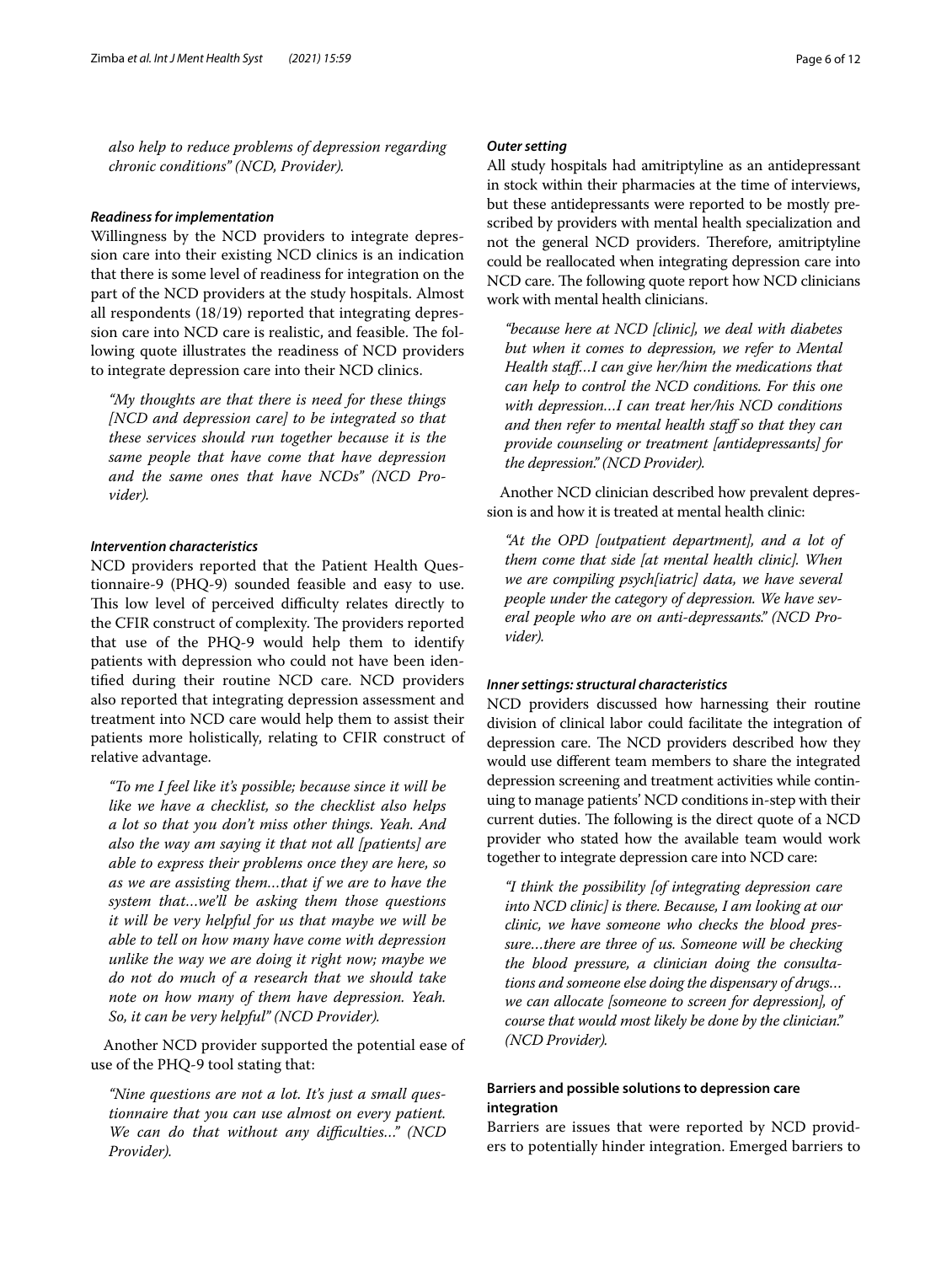*also help to reduce problems of depression regarding chronic conditions" (NCD, Provider).*

#### *Readiness for implementation*

Willingness by the NCD providers to integrate depression care into their existing NCD clinics is an indication that there is some level of readiness for integration on the part of the NCD providers at the study hospitals. Almost all respondents (18/19) reported that integrating depression care into NCD care is realistic, and feasible. The following quote illustrates the readiness of NCD providers to integrate depression care into their NCD clinics.

> *"My thoughts are that there is need for these things [NCD and depression care] to be integrated so that these services should run together because it is the same people that have come that have depression and the same ones that have NCDs" (NCD Provider).*

#### *Intervention characteristics*

NCD providers reported that the Patient Health Questionnaire-9 (PHQ-9) sounded feasible and easy to use. This low level of perceived difficulty relates directly to the CFIR construct of complexity. The providers reported that use of the PHQ-9 would help them to identify patients with depression who could not have been identified during their routine NCD care. NCD providers also reported that integrating depression assessment and treatment into NCD care would help them to assist their patients more holistically, relating to CFIR construct of relative advantage.

> *"To me I feel like it's possible; because since it will be like we have a checklist, so the checklist also helps a lot so that you don't miss other things. Yeah. And also the way am saying it that not all [patients] are able to express their problems once they are here, so as we are assisting them…that if we are to have the system that…we'll be asking them those questions it will be very helpful for us that maybe we will be able to tell on how many have come with depression unlike the way we are doing it right now; maybe we do not do much of a research that we should take note on how many of them have depression. Yeah. So, it can be very helpful" (NCD Provider).*

Another NCD provider supported the potential ease of use of the PHQ-9 tool stating that:

> *"Nine questions are not a lot. It's just a small questionnaire that you can use almost on every patient. We can do that without any difficulties…" (NCD Provider).*

#### *Outer setting*

All study hospitals had amitriptyline as an antidepressant in stock within their pharmacies at the time of interviews, but these antidepressants were reported to be mostly prescribed by providers with mental health specialization and not the general NCD providers. Therefore, amitriptyline could be reallocated when integrating depression care into NCD care. The following quote report how NCD clinicians work with mental health clinicians.

> *"because here at NCD [clinic], we deal with diabetes but when it comes to depression, we refer to Mental Health staff…I can give her/him the medications that can help to control the NCD conditions. For this one with depression…I can treat her/his NCD conditions and then refer to mental health staff so that they can provide counseling or treatment [antidepressants] for the depression." (NCD Provider).*

Another NCD clinician described how prevalent depression is and how it is treated at mental health clinic:

> *"At the OPD [outpatient department], and a lot of them come that side [at mental health clinic]. When we are compiling psych[iatric] data, we have several people under the category of depression. We have several people who are on anti-depressants." (NCD Provider).*

#### *Inner settings: structural characteristics*

NCD providers discussed how harnessing their routine division of clinical labor could facilitate the integration of depression care. The NCD providers described how they would use different team members to share the integrated depression screening and treatment activities while continuing to manage patients' NCD conditions in-step with their current duties. The following is the direct quote of a NCD provider who stated how the available team would work together to integrate depression care into NCD care:

> *"I think the possibility [of integrating depression care into NCD clinic] is there. Because, I am looking at our clinic, we have someone who checks the blood pressure…there are three of us. Someone will be checking the blood pressure, a clinician doing the consultations and someone else doing the dispensary of drugs… we can allocate [someone to screen for depression], of course that would most likely be done by the clinician." (NCD Provider).*

### **Barriers and possible solutions to depression care integration**

Barriers are issues that were reported by NCD providers to potentially hinder integration. Emerged barriers to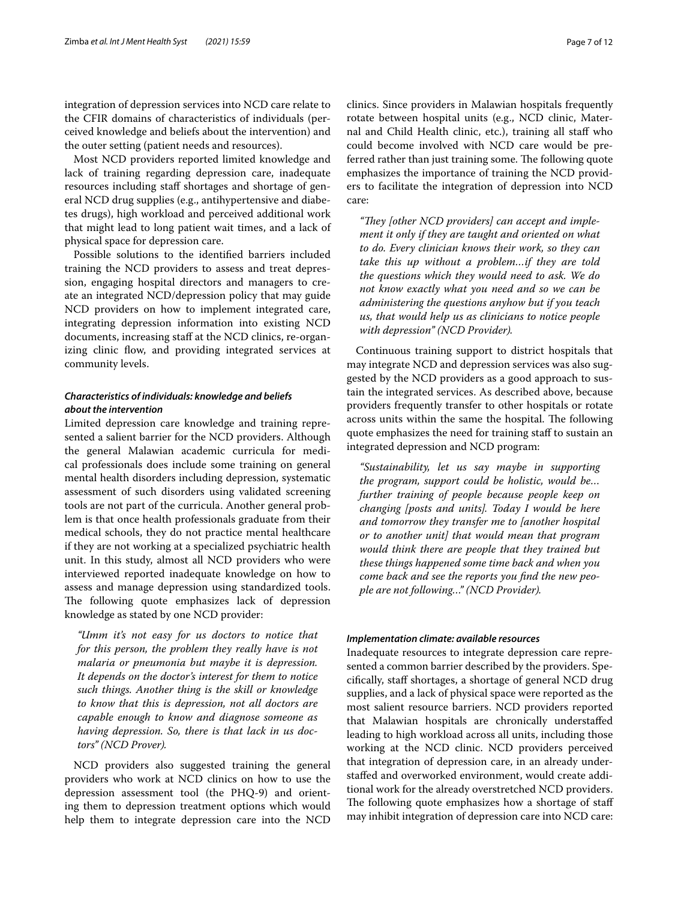integration of depression services into NCD care relate to the CFIR domains of characteristics of individuals (perceived knowledge and beliefs about the intervention) and the outer setting (patient needs and resources).

Most NCD providers reported limited knowledge and lack of training regarding depression care, inadequate resources including staff shortages and shortage of general NCD drug supplies (e.g., antihypertensive and diabetes drugs), high workload and perceived additional work that might lead to long patient wait times, and a lack of physical space for depression care.

Possible solutions to the identified barriers included training the NCD providers to assess and treat depression, engaging hospital directors and managers to create an integrated NCD/depression policy that may guide NCD providers on how to implement integrated care, integrating depression information into existing NCD documents, increasing staff at the NCD clinics, re-organizing clinic flow, and providing integrated services at community levels.

### *Characteristics of individuals: knowledge and beliefs about the intervention*

Limited depression care knowledge and training represented a salient barrier for the NCD providers. Although the general Malawian academic curricula for medical professionals does include some training on general mental health disorders including depression, systematic assessment of such disorders using validated screening tools are not part of the curricula. Another general problem is that once health professionals graduate from their medical schools, they do not practice mental healthcare if they are not working at a specialized psychiatric health unit. In this study, almost all NCD providers who were interviewed reported inadequate knowledge on how to assess and manage depression using standardized tools. The following quote emphasizes lack of depression knowledge as stated by one NCD provider:

> *"Umm it's not easy for us doctors to notice that for this person, the problem they really have is not malaria or pneumonia but maybe it is depression. It depends on the doctor's interest for them to notice such things. Another thing is the skill or knowledge to know that this is depression, not all doctors are capable enough to know and diagnose someone as having depression. So, there is that lack in us doctors" (NCD Prover).*

NCD providers also suggested training the general providers who work at NCD clinics on how to use the depression assessment tool (the PHQ-9) and orienting them to depression treatment options which would help them to integrate depression care into the NCD clinics. Since providers in Malawian hospitals frequently rotate between hospital units (e.g., NCD clinic, Maternal and Child Health clinic, etc.), training all staff who could become involved with NCD care would be preferred rather than just training some. The following quote emphasizes the importance of training the NCD providers to facilitate the integration of depression into NCD care:

> *"They [other NCD providers] can accept and implement it only if they are taught and oriented on what to do. Every clinician knows their work, so they can take this up without a problem…if they are told the questions which they would need to ask. We do not know exactly what you need and so we can be administering the questions anyhow but if you teach us, that would help us as clinicians to notice people with depression" (NCD Provider).*

Continuous training support to district hospitals that may integrate NCD and depression services was also suggested by the NCD providers as a good approach to sustain the integrated services. As described above, because providers frequently transfer to other hospitals or rotate across units within the same the hospital. The following quote emphasizes the need for training staff to sustain an integrated depression and NCD program:

> *"Sustainability, let us say maybe in supporting the program, support could be holistic, would be… further training of people because people keep on changing [posts and units]. Today I would be here and tomorrow they transfer me to [another hospital or to another unit] that would mean that program would think there are people that they trained but these things happened some time back and when you come back and see the reports you find the new people are not following…" (NCD Provider).*

### *Implementation climate: available resources*

Inadequate resources to integrate depression care represented a common barrier described by the providers. Specifically, staff shortages, a shortage of general NCD drug supplies, and a lack of physical space were reported as the most salient resource barriers. NCD providers reported that Malawian hospitals are chronically understaffed leading to high workload across all units, including those working at the NCD clinic. NCD providers perceived that integration of depression care, in an already understaffed and overworked environment, would create additional work for the already overstretched NCD providers. The following quote emphasizes how a shortage of staff may inhibit integration of depression care into NCD care: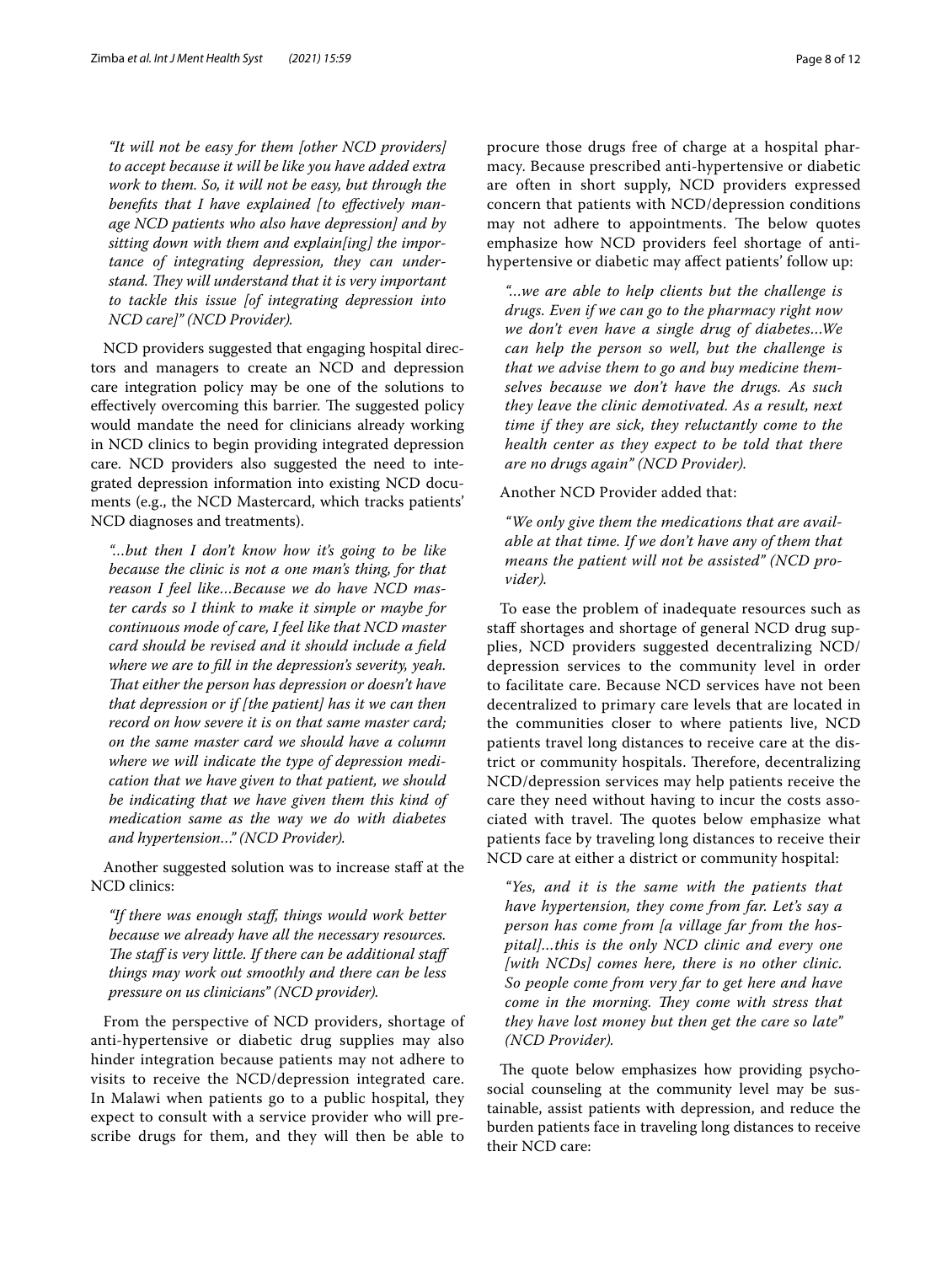*"It will not be easy for them [other NCD providers] to accept because it will be like you have added extra work to them. So, it will not be easy, but through the benefits that I have explained [to effectively manage NCD patients who also have depression] and by sitting down with them and explain[ing] the importance of integrating depression, they can understand. They will understand that it is very important to tackle this issue [of integrating depression into NCD care]" (NCD Provider).*

NCD providers suggested that engaging hospital directors and managers to create an NCD and depression care integration policy may be one of the solutions to effectively overcoming this barrier. The suggested policy would mandate the need for clinicians already working in NCD clinics to begin providing integrated depression care. NCD providers also suggested the need to integrated depression information into existing NCD documents (e.g., the NCD Mastercard, which tracks patients' NCD diagnoses and treatments).

*"...but then I don't know how it's going to be like because the clinic is not a one man's thing, for that reason I feel like…Because we do have NCD master cards so I think to make it simple or maybe for continuous mode of care, I feel like that NCD master card should be revised and it should include a field where we are to fill in the depression's severity, yeah. That either the person has depression or doesn't have that depression or if [the patient] has it we can then record on how severe it is on that same master card; on the same master card we should have a column where we will indicate the type of depression medication that we have given to that patient, we should be indicating that we have given them this kind of medication same as the way we do with diabetes and hypertension..." (NCD Provider).*

Another suggested solution was to increase staff at the NCD clinics:

*"If there was enough staff, things would work better because we already have all the necessary resources. The staff is very little. If there can be additional staff things may work out smoothly and there can be less pressure on us clinicians" (NCD provider).*

From the perspective of NCD providers, shortage of anti-hypertensive or diabetic drug supplies may also hinder integration because patients may not adhere to visits to receive the NCD/depression integrated care. In Malawi when patients go to a public hospital, they expect to consult with a service provider who will prescribe drugs for them, and they will then be able to procure those drugs free of charge at a hospital pharmacy. Because prescribed anti-hypertensive or diabetic are often in short supply, NCD providers expressed concern that patients with NCD/depression conditions may not adhere to appointments. The below quotes emphasize how NCD providers feel shortage of anti-hypertensive or diabetic may affect patients' follow up:

*"...we are able to help clients but the challenge is drugs. Even if we can go to the pharmacy right now we don't even have a single drug of diabetes…We can help the person so well, but the challenge is that we advise them to go and buy medicine themselves because we don't have the drugs. As such they leave the clinic demotivated. As a result, next time if they are sick, they reluctantly come to the health center as they expect to be told that there are no drugs again" (NCD Provider).*

Another NCD Provider added that:

*"We only give them the medications that are available at that time. If we don't have any of them that means the patient will not be assisted" (NCD provider).*

To ease the problem of inadequate resources such as staff shortages and shortage of general NCD drug supplies, NCD providers suggested decentralizing NCD/depression services to the community level in order to facilitate care. Because NCD services have not been decentralized to primary care levels that are located in the communities closer to where patients live, NCD patients travel long distances to receive care at the district or community hospitals. Therefore, decentralizing NCD/depression services may help patients receive the care they need without having to incur the costs associated with travel. The quotes below emphasize what patients face by traveling long distances to receive their NCD care at either a district or community hospital:

*"Yes, and it is the same with the patients that have hypertension, they come from far. Let's say a person has come from [a village far from the hospital]…this is the only NCD clinic and every one [with NCDs] comes here, there is no other clinic. So people come from very far to get here and have come in the morning. They come with stress that they have lost money but then get the care so late" (NCD Provider).*

The quote below emphasizes how providing psychosocial counseling at the community level may be sustainable, assist patients with depression, and reduce the burden patients face in traveling long distances to receive their NCD care: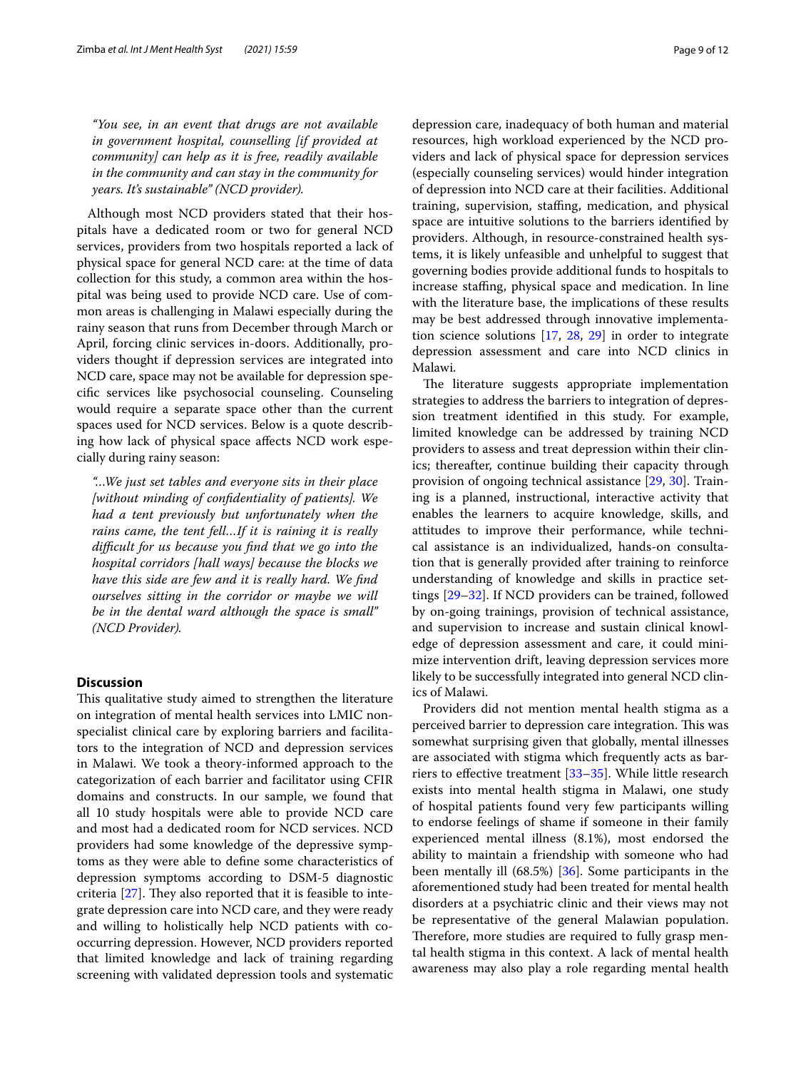*"You see, in an event that drugs are not available in government hospital, counselling [if provided at community] can help as it is free, readily available in the community and can stay in the community for years. It's sustainable" (NCD provider).*

Although most NCD providers stated that their hospitals have a dedicated room or two for general NCD services, providers from two hospitals reported a lack of physical space for general NCD care: at the time of data collection for this study, a common area within the hospital was being used to provide NCD care. Use of common areas is challenging in Malawi especially during the rainy season that runs from December through March or April, forcing clinic services in-doors. Additionally, providers thought if depression services are integrated into NCD care, space may not be available for depression specific services like psychosocial counseling. Counseling would require a separate space other than the current spaces used for NCD services. Below is a quote describing how lack of physical space affects NCD work especially during rainy season:

*"...We just set tables and everyone sits in their place [without minding of confidentiality of patients]. We had a tent previously but unfortunately when the rains came, the tent fell…If it is raining it is really difficult for us because you find that we go into the hospital corridors [hall ways] because the blocks we have this side are few and it is really hard. We find ourselves sitting in the corridor or maybe we will be in the dental ward although the space is small" (NCD Provider).*

## Discussion

This qualitative study aimed to strengthen the literature on integration of mental health services into LMIC non-specialist clinical care by exploring barriers and facilitators to the integration of NCD and depression services in Malawi. We took a theory-informed approach to the categorization of each barrier and facilitator using CFIR domains and constructs. In our sample, we found that all 10 study hospitals were able to provide NCD care and most had a dedicated room for NCD services. NCD providers had some knowledge of the depressive symptoms as they were able to define some characteristics of depression symptoms according to DSM-5 diagnostic criteria [27]. They also reported that it is feasible to integrate depression care into NCD care, and they were ready and willing to holistically help NCD patients with co-occurring depression. However, NCD providers reported that limited knowledge and lack of training regarding screening with validated depression tools and systematic depression care, inadequacy of both human and material resources, high workload experienced by the NCD providers and lack of physical space for depression services (especially counseling services) would hinder integration of depression into NCD care at their facilities. Additional training, supervision, staffing, medication, and physical space are intuitive solutions to the barriers identified by providers. Although, in resource-constrained health systems, it is likely unfeasible and unhelpful to suggest that governing bodies provide additional funds to hospitals to increase staffing, physical space and medication. In line with the literature base, the implications of these results may be best addressed through innovative implementation science solutions [17, 28, 29] in order to integrate depression assessment and care into NCD clinics in Malawi.

The literature suggests appropriate implementation strategies to address the barriers to integration of depression treatment identified in this study. For example, limited knowledge can be addressed by training NCD providers to assess and treat depression within their clinics; thereafter, continue building their capacity through provision of ongoing technical assistance [29, 30]. Training is a planned, instructional, interactive activity that enables the learners to acquire knowledge, skills, and attitudes to improve their performance, while technical assistance is an individualized, hands-on consultation that is generally provided after training to reinforce understanding of knowledge and skills in practice settings [29–32]. If NCD providers can be trained, followed by on-going trainings, provision of technical assistance, and supervision to increase and sustain clinical knowledge of depression assessment and care, it could minimize intervention drift, leaving depression services more likely to be successfully integrated into general NCD clinics of Malawi.

Providers did not mention mental health stigma as a perceived barrier to depression care integration. This was somewhat surprising given that globally, mental illnesses are associated with stigma which frequently acts as barriers to effective treatment [33–35]. While little research exists into mental health stigma in Malawi, one study of hospital patients found very few participants willing to endorse feelings of shame if someone in their family experienced mental illness (8.1%), most endorsed the ability to maintain a friendship with someone who had been mentally ill (68.5%) [36]. Some participants in the aforementioned study had been treated for mental health disorders at a psychiatric clinic and their views may not be representative of the general Malawian population. Therefore, more studies are required to fully grasp mental health stigma in this context. A lack of mental health awareness may also play a role regarding mental health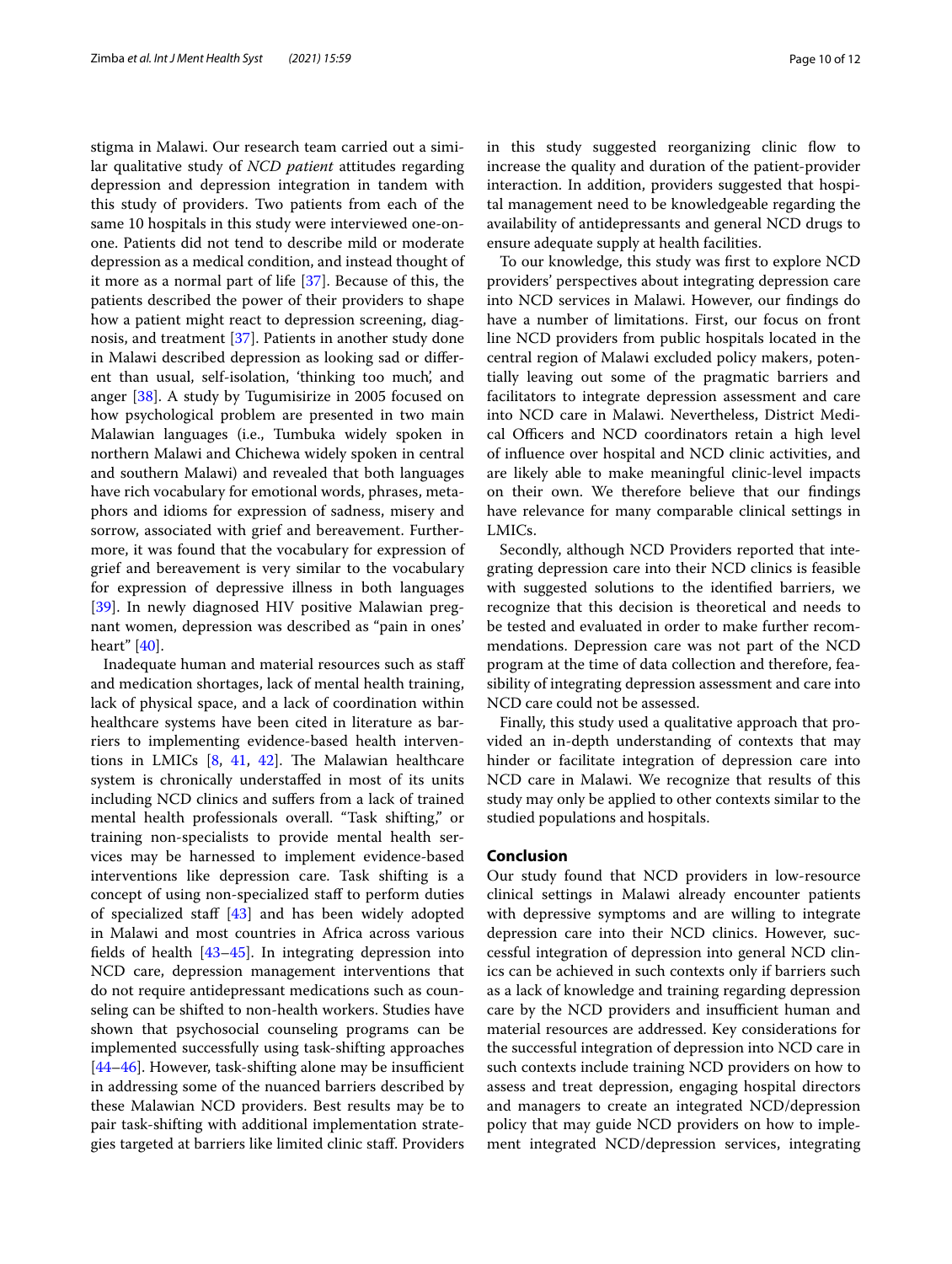stigma in Malawi. Our research team carried out a similar qualitative study of *NCD patient* attitudes regarding depression and depression integration in tandem with this study of providers. Two patients from each of the same 10 hospitals in this study were interviewed one-on-one. Patients did not tend to describe mild or moderate depression as a medical condition, and instead thought of it more as a normal part of life [37]. Because of this, the patients described the power of their providers to shape how a patient might react to depression screening, diagnosis, and treatment [37]. Patients in another study done in Malawi described depression as looking sad or different than usual, self-isolation, 'thinking too much', and anger [38]. A study by Tugumisirize in 2005 focused on how psychological problem are presented in two main Malawian languages (i.e., Tumbuka widely spoken in northern Malawi and Chichewa widely spoken in central and southern Malawi) and revealed that both languages have rich vocabulary for emotional words, phrases, metaphors and idioms for expression of sadness, misery and sorrow, associated with grief and bereavement. Furthermore, it was found that the vocabulary for expression of grief and bereavement is very similar to the vocabulary for expression of depressive illness in both languages [39]. In newly diagnosed HIV positive Malawian pregnant women, depression was described as "pain in ones' heart" [40].

Inadequate human and material resources such as staff and medication shortages, lack of mental health training, lack of physical space, and a lack of coordination within healthcare systems have been cited in literature as barriers to implementing evidence-based health interventions in LMICs [8, 41, 42]. The Malawian healthcare system is chronically understaffed in most of its units including NCD clinics and suffers from a lack of trained mental health professionals overall. "Task shifting," or training non-specialists to provide mental health services may be harnessed to implement evidence-based interventions like depression care. Task shifting is a concept of using non-specialized staff to perform duties of specialized staff [43] and has been widely adopted in Malawi and most countries in Africa across various fields of health [43–45]. In integrating depression into NCD care, depression management interventions that do not require antidepressant medications such as counseling can be shifted to non-health workers. Studies have shown that psychosocial counseling programs can be implemented successfully using task-shifting approaches [44–46]. However, task-shifting alone may be insufficient in addressing some of the nuanced barriers described by these Malawian NCD providers. Best results may be to pair task-shifting with additional implementation strategies targeted at barriers like limited clinic staff. Providers in this study suggested reorganizing clinic flow to increase the quality and duration of the patient-provider interaction. In addition, providers suggested that hospital management need to be knowledgeable regarding the availability of antidepressants and general NCD drugs to ensure adequate supply at health facilities.

To our knowledge, this study was first to explore NCD providers' perspectives about integrating depression care into NCD services in Malawi. However, our findings do have a number of limitations. First, our focus on front line NCD providers from public hospitals located in the central region of Malawi excluded policy makers, potentially leaving out some of the pragmatic barriers and facilitators to integrate depression assessment and care into NCD care in Malawi. Nevertheless, District Medical Officers and NCD coordinators retain a high level of influence over hospital and NCD clinic activities, and are likely able to make meaningful clinic-level impacts on their own. We therefore believe that our findings have relevance for many comparable clinical settings in LMICs.

Secondly, although NCD Providers reported that integrating depression care into their NCD clinics is feasible with suggested solutions to the identified barriers, we recognize that this decision is theoretical and needs to be tested and evaluated in order to make further recommendations. Depression care was not part of the NCD program at the time of data collection and therefore, feasibility of integrating depression assessment and care into NCD care could not be assessed.

Finally, this study used a qualitative approach that provided an in-depth understanding of contexts that may hinder or facilitate integration of depression care into NCD care in Malawi. We recognize that results of this study may only be applied to other contexts similar to the studied populations and hospitals.

## Conclusion

Our study found that NCD providers in low-resource clinical settings in Malawi already encounter patients with depressive symptoms and are willing to integrate depression care into their NCD clinics. However, successful integration of depression into general NCD clinics can be achieved in such contexts only if barriers such as a lack of knowledge and training regarding depression care by the NCD providers and insufficient human and material resources are addressed. Key considerations for the successful integration of depression into NCD care in such contexts include training NCD providers on how to assess and treat depression, engaging hospital directors and managers to create an integrated NCD/depression policy that may guide NCD providers on how to implement integrated NCD/depression services, integrating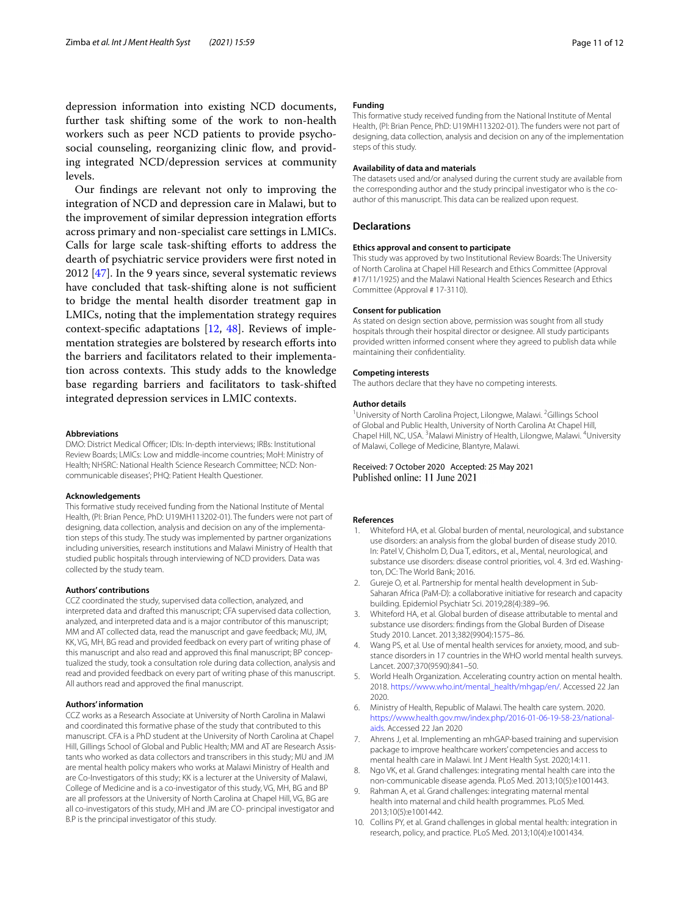depression information into existing NCD documents, further task shifting some of the work to non-health workers such as peer NCD patients to provide psychosocial counseling, reorganizing clinic flow, and providing integrated NCD/depression services at community levels.

Our findings are relevant not only to improving the integration of NCD and depression care in Malawi, but to the improvement of similar depression integration efforts across primary and non-specialist care settings in LMICs. Calls for large scale task-shifting efforts to address the dearth of psychiatric service providers were first noted in 2012 [47]. In the 9 years since, several systematic reviews have concluded that task-shifting alone is not sufficient to bridge the mental health disorder treatment gap in LMICs, noting that the implementation strategy requires context-specific adaptations [12, 48]. Reviews of implementation strategies are bolstered by research efforts into the barriers and facilitators related to their implementation across contexts. This study adds to the knowledge base regarding barriers and facilitators to task-shifted integrated depression services in LMIC contexts.

#### Abbreviations
DMO: District Medical Officer; IDIs: In-depth interviews; IRBs: Institutional Review Boards; LMICs: Low and middle-income countries; MoH: Ministry of Health; NHSRC: National Health Science Research Committee; NCD: Non-communicable diseases'; PHQ: Patient Health Questioner.

#### Acknowledgements
This formative study received funding from the National Institute of Mental Health, (PI: Brian Pence, PhD: U19MH113202-01). The funders were not part of designing, data collection, analysis and decision on any of the implementation steps of this study. The study was implemented by partner organizations including universities, research institutions and Malawi Ministry of Health that studied public hospitals through interviewing of NCD providers. Data was collected by the study team.

#### Authors' contributions
CCZ coordinated the study, supervised data collection, analyzed, and interpreted data and drafted this manuscript; CFA supervised data collection, analyzed, and interpreted data and is a major contributor of this manuscript; MM and AT collected data, read the manuscript and gave feedback; MU, JM, KK, VG, MH, BG read and provided feedback on every part of writing phase of this manuscript and also read and approved this final manuscript; BP conceptualized the study, took a consultation role during data collection, analysis and read and provided feedback on every part of writing phase of this manuscript. All authors read and approved the final manuscript.

#### Authors' information
CCZ works as a Research Associate at University of North Carolina in Malawi and coordinated this formative phase of the study that contributed to this manuscript. CFA is a PhD student at the University of North Carolina at Chapel Hill, Gillings School of Global and Public Health; MM and AT are Research Assistants who worked as data collectors and transcribers in this study; MU and JM are mental health policy makers who works at Malawi Ministry of Health and are Co-Investigators of this study; KK is a lecturer at the University of Malawi, College of Medicine and is a co-investigator of this study, VG, MH, BG and BP are all professors at the University of North Carolina at Chapel Hill, VG, BG are all co-investigators of this study, MH and JM are CO- principal investigator and B.P is the principal investigator of this study.

#### Funding
This formative study received funding from the National Institute of Mental Health, (PI: Brian Pence, PhD: U19MH113202-01). The funders were not part of designing, data collection, analysis and decision on any of the implementation steps of this study.

#### Availability of data and materials
The datasets used and/or analysed during the current study are available from the corresponding author and the study principal investigator who is the co-author of this manuscript. This data can be realized upon request.

### Declarations

#### Ethics approval and consent to participate
This study was approved by two Institutional Review Boards: The University of North Carolina at Chapel Hill Research and Ethics Committee (Approval #17/11/1925) and the Malawi National Health Sciences Research and Ethics Committee (Approval # 17-3110).

#### Consent for publication
As stated on design section above, permission was sought from all study hospitals through their hospital director or designee. All study participants provided written informed consent where they agreed to publish data while maintaining their confidentiality.

#### Competing interests
The authors declare that they have no competing interests.

#### Author details
[1]University of North Carolina Project, Lilongwe, Malawi. [2]Gillings School of Global and Public Health, University of North Carolina At Chapel Hill, Chapel Hill, NC, USA. [3]Malawi Ministry of Health, Lilongwe, Malawi. [4]University of Malawi, College of Medicine, Blantyre, Malawi.

Received: 7 October 2020 Accepted: 25 May 2021
Published online: 11 June 2021

#### References
1. Whiteford HA, et al. Global burden of mental, neurological, and substance use disorders: an analysis from the global burden of disease study 2010. In: Patel V, Chisholm D, Dua T, editors., et al., Mental, neurological, and substance use disorders: disease control priorities, vol. 4. 3rd ed. Washington, DC: The World Bank; 2016.
2. Gureje O, et al. Partnership for mental health development in Sub-Saharan Africa (PaM-D): a collaborative initiative for research and capacity building. Epidemiol Psychiatr Sci. 2019;28(4):389–96.
3. Whiteford HA, et al. Global burden of disease attributable to mental and substance use disorders: findings from the Global Burden of Disease Study 2010. Lancet. 2013;382(9904):1575–86.
4. Wang PS, et al. Use of mental health services for anxiety, mood, and substance disorders in 17 countries in the WHO world mental health surveys. Lancet. 2007;370(9590):841–50.
5. World Heath Organization. Accelerating country action on mental health. 2018. https://www.who.int/mental_health/mhgap/en/. Accessed 22 Jan 2020.
6. Ministry of Health, Republic of Malawi. The health care system. 2020. https://www.health.gov.mw/index.php/2016-01-06-19-58-23/national-aids. Accessed 22 Jan 2020
7. Ahrens J, et al. Implementing an mhGAP-based training and supervision package to improve healthcare workers' competencies and access to mental health care in Malawi. Int J Ment Health Syst. 2020;14:11.
8. Ngo VK, et al. Grand challenges: integrating mental health care into the non-communicable disease agenda. PLoS Med. 2013;10(5):e1001443.
9. Rahman A, et al. Grand challenges: integrating maternal mental health into maternal and child health programmes. PLoS Med. 2013;10(5):e1001442.
10. Collins PY, et al. Grand challenges in global mental health: integration in research, policy, and practice. PLoS Med. 2013;10(4):e1001434.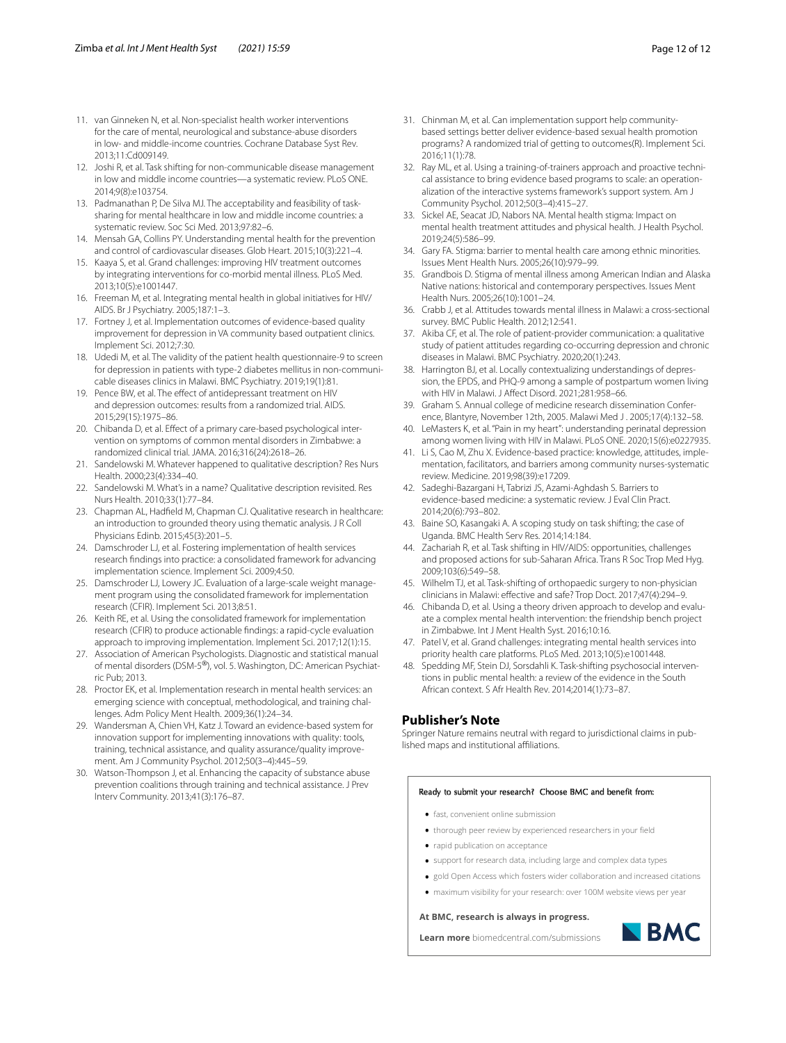11. van Ginneken N, et al. Non-specialist health worker interventions for the care of mental, neurological and substance-abuse disorders in low- and middle-income countries. Cochrane Database Syst Rev. 2013;11:Cd009149.
12. Joshi R, et al. Task shifting for non-communicable disease management in low and middle income countries—a systematic review. PLoS ONE. 2014;9(8):e103754.
13. Padmanathan P, De Silva MJ. The acceptability and feasibility of task-sharing for mental healthcare in low and middle income countries: a systematic review. Soc Sci Med. 2013;97:82–6.
14. Mensah GA, Collins PY. Understanding mental health for the prevention and control of cardiovascular diseases. Glob Heart. 2015;10(3):221–4.
15. Kaaya S, et al. Grand challenges: improving HIV treatment outcomes by integrating interventions for co-morbid mental illness. PLoS Med. 2013;10(5):e1001447.
16. Freeman M, et al. Integrating mental health in global initiatives for HIV/AIDS. Br J Psychiatry. 2005;187:1–3.
17. Fortney J, et al. Implementation outcomes of evidence-based quality improvement for depression in VA community based outpatient clinics. Implement Sci. 2012;7:30.
18. Udedi M, et al. The validity of the patient health questionnaire-9 to screen for depression in patients with type-2 diabetes mellitus in non-communicable diseases clinics in Malawi. BMC Psychiatry. 2019;19(1):81.
19. Pence BW, et al. The effect of antidepressant treatment on HIV and depression outcomes: results from a randomized trial. AIDS. 2015;29(15):1975–86.
20. Chibanda D, et al. Effect of a primary care-based psychological intervention on symptoms of common mental disorders in Zimbabwe: a randomized clinical trial. JAMA. 2016;316(24):2618–26.
21. Sandelowski M. Whatever happened to qualitative description? Res Nurs Health. 2000;23(4):334–40.
22. Sandelowski M. What's in a name? Qualitative description revisited. Res Nurs Health. 2010;33(1):77–84.
23. Chapman AL, Hadfield M, Chapman CJ. Qualitative research in healthcare: an introduction to grounded theory using thematic analysis. J R Coll Physicians Edinb. 2015;45(3):201–5.
24. Damschroder LJ, et al. Fostering implementation of health services research findings into practice: a consolidated framework for advancing implementation science. Implement Sci. 2009;4:50.
25. Damschroder LJ, Lowery JC. Evaluation of a large-scale weight management program using the consolidated framework for implementation research (CFIR). Implement Sci. 2013;8:51.
26. Keith RE, et al. Using the consolidated framework for implementation research (CFIR) to produce actionable findings: a rapid-cycle evaluation approach to improving implementation. Implement Sci. 2017;12(1):15.
27. Association of American Psychologists. Diagnostic and statistical manual of mental disorders (DSM-5®), vol. 5. Washington, DC: American Psychiatric Pub; 2013.
28. Proctor EK, et al. Implementation research in mental health services: an emerging science with conceptual, methodological, and training challenges. Adm Policy Ment Health. 2009;36(1):24–34.
29. Wandersman A, Chien VH, Katz J. Toward an evidence-based system for innovation support for implementing innovations with quality: tools, training, technical assistance, and quality assurance/quality improvement. Am J Community Psychol. 2012;50(3–4):445–59.
30. Watson-Thompson J, et al. Enhancing the capacity of substance abuse prevention coalitions through training and technical assistance. J Prev Interv Community. 2013;41(3):176–87.
31. Chinman M, et al. Can implementation support help community-based settings better deliver evidence-based sexual health promotion programs? A randomized trial of getting to outcomes(R). Implement Sci. 2016;11(1):78.
32. Ray ML, et al. Using a training-of-trainers approach and proactive technical assistance to bring evidence based programs to scale: an operationalization of the interactive systems framework's support system. Am J Community Psychol. 2012;50(3–4):415–27.
33. Sickel AE, Seacat JD, Nabors NA. Mental health stigma: Impact on mental health treatment attitudes and physical health. J Health Psychol. 2019;24(5):586–99.
34. Gary FA. Stigma: barrier to mental health care among ethnic minorities. Issues Ment Health Nurs. 2005;26(10):979–99.
35. Grandbois D. Stigma of mental illness among American Indian and Alaska Native nations: historical and contemporary perspectives. Issues Ment Health Nurs. 2005;26(10):1001–24.
36. Crabb J, et al. Attitudes towards mental illness in Malawi: a cross-sectional survey. BMC Public Health. 2012;12:541.
37. Akiba CF, et al. The role of patient-provider communication: a qualitative study of patient attitudes regarding co-occurring depression and chronic diseases in Malawi. BMC Psychiatry. 2020;20(1):243.
38. Harrington BJ, et al. Locally contextualizing understandings of depression, the EPDS, and PHQ-9 among a sample of postpartum women living with HIV in Malawi. J Affect Disord. 2021;281:958–66.
39. Graham S. Annual college of medicine research dissemination Conference, Blantyre, November 12th, 2005. Malawi Med J . 2005;17(4):132–58.
40. LeMasters K, et al. "Pain in my heart": understanding perinatal depression among women living with HIV in Malawi. PLoS ONE. 2020;15(6):e0227935.
41. Li S, Cao M, Zhu X. Evidence-based practice: knowledge, attitudes, implementation, facilitators, and barriers among community nurses-systematic review. Medicine. 2019;98(39):e17209.
42. Sadeghi-Bazargani H, Tabrizi JS, Azami-Aghdash S. Barriers to evidence-based medicine: a systematic review. J Eval Clin Pract. 2014;20(6):793–802.
43. Baine SO, Kasangaki A. A scoping study on task shifting; the case of Uganda. BMC Health Serv Res. 2014;14:184.
44. Zachariah R, et al. Task shifting in HIV/AIDS: opportunities, challenges and proposed actions for sub-Saharan Africa. Trans R Soc Trop Med Hyg. 2009;103(6):549–58.
45. Wilhelm TJ, et al. Task-shifting of orthopaedic surgery to non-physician clinicians in Malawi: effective and safe? Trop Doct. 2017;47(4):294–9.
46. Chibanda D, et al. Using a theory driven approach to develop and evaluate a complex mental health intervention: the friendship bench project in Zimbabwe. Int J Ment Health Syst. 2016;10:16.
47. Patel V, et al. Grand challenges: integrating mental health services into priority health care platforms. PLoS Med. 2013;10(5):e1001448.
48. Spedding MF, Stein DJ, Sorsdahli K. Task-shifting psychosocial interventions in public mental health: a review of the evidence in the South African context. S Afr Health Rev. 2014;2014(1):73–87.

## Publisher's Note

Springer Nature remains neutral with regard to jurisdictional claims in published maps and institutional affiliations.

Ready to submit your research? Choose BMC and benefit from:

- fast, convenient online submission
- thorough peer review by experienced researchers in your field
- rapid publication on acceptance
- support for research data, including large and complex data types
- gold Open Access which fosters wider collaboration and increased citations
- maximum visibility for your research: over 100M website views per year

**At BMC, research is always in progress.**

**Learn more** biomedcentral.com/submissions

BMC